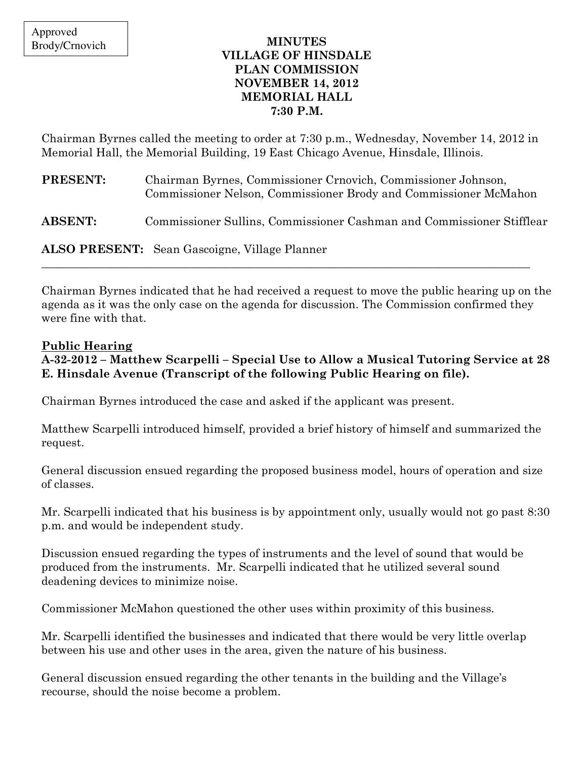Approved
Brody/Crnovich

**MINUTES**
**VILLAGE OF HINSDALE**
**PLAN COMMISSION**
**NOVEMBER 14, 2012**
**MEMORIAL HALL**
**7:30 P.M.**

Chairman Byrnes called the meeting to order at 7:30 p.m., Wednesday, November 14, 2012 in Memorial Hall, the Memorial Building, 19 East Chicago Avenue, Hinsdale, Illinois.

**PRESENT:** Chairman Byrnes, Commissioner Crnovich, Commissioner Johnson, Commissioner Nelson, Commissioner Brody and Commissioner McMahon

**ABSENT:** Commissioner Sullins, Commissioner Cashman and Commissioner Stifflear

**ALSO PRESENT:** Sean Gascoigne, Village Planner

---

Chairman Byrnes indicated that he had received a request to move the public hearing up on the agenda as it was the only case on the agenda for discussion. The Commission confirmed they were fine with that.

**Public Hearing**

**A-32-2012 – Matthew Scarpelli – Special Use to Allow a Musical Tutoring Service at 28 E. Hinsdale Avenue (Transcript of the following Public Hearing on file).**

Chairman Byrnes introduced the case and asked if the applicant was present.

Matthew Scarpelli introduced himself, provided a brief history of himself and summarized the request.

General discussion ensued regarding the proposed business model, hours of operation and size of classes.

Mr. Scarpelli indicated that his business is by appointment only, usually would not go past 8:30 p.m. and would be independent study.

Discussion ensued regarding the types of instruments and the level of sound that would be produced from the instruments. Mr. Scarpelli indicated that he utilized several sound deadening devices to minimize noise.

Commissioner McMahon questioned the other uses within proximity of this business.

Mr. Scarpelli identified the businesses and indicated that there would be very little overlap between his use and other uses in the area, given the nature of his business.

General discussion ensued regarding the other tenants in the building and the Village's recourse, should the noise become a problem.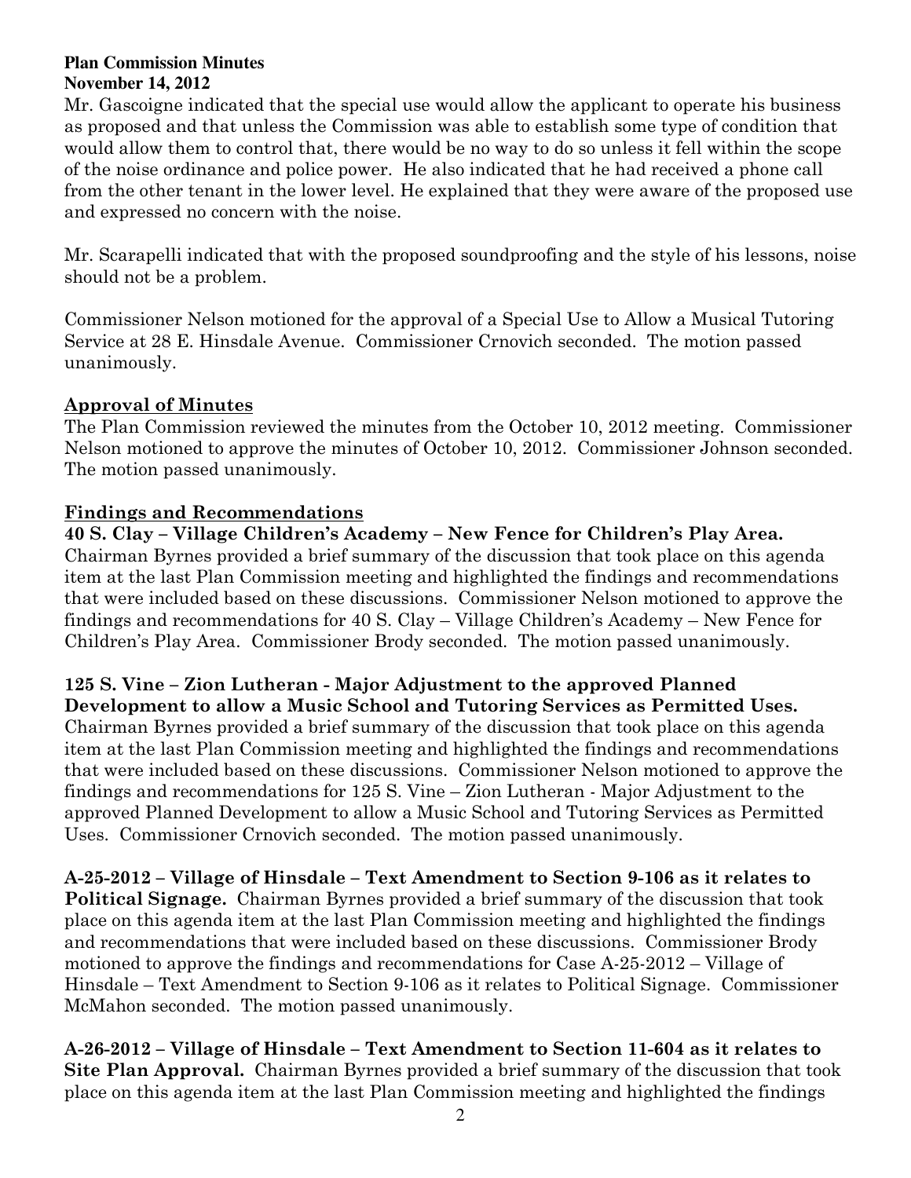**Plan Commission Minutes**
**November 14, 2012**

Mr. Gascoigne indicated that the special use would allow the applicant to operate his business as proposed and that unless the Commission was able to establish some type of condition that would allow them to control that, there would be no way to do so unless it fell within the scope of the noise ordinance and police power. He also indicated that he had received a phone call from the other tenant in the lower level. He explained that they were aware of the proposed use and expressed no concern with the noise.

Mr. Scarapelli indicated that with the proposed soundproofing and the style of his lessons, noise should not be a problem.

Commissioner Nelson motioned for the approval of a Special Use to Allow a Musical Tutoring Service at 28 E. Hinsdale Avenue. Commissioner Crnovich seconded. The motion passed unanimously.

## Approval of Minutes

The Plan Commission reviewed the minutes from the October 10, 2012 meeting. Commissioner Nelson motioned to approve the minutes of October 10, 2012. Commissioner Johnson seconded. The motion passed unanimously.

## Findings and Recommendations

**40 S. Clay – Village Children's Academy – New Fence for Children's Play Area.** Chairman Byrnes provided a brief summary of the discussion that took place on this agenda item at the last Plan Commission meeting and highlighted the findings and recommendations that were included based on these discussions. Commissioner Nelson motioned to approve the findings and recommendations for 40 S. Clay – Village Children's Academy – New Fence for Children's Play Area. Commissioner Brody seconded. The motion passed unanimously.

**125 S. Vine – Zion Lutheran - Major Adjustment to the approved Planned Development to allow a Music School and Tutoring Services as Permitted Uses.** Chairman Byrnes provided a brief summary of the discussion that took place on this agenda item at the last Plan Commission meeting and highlighted the findings and recommendations that were included based on these discussions. Commissioner Nelson motioned to approve the findings and recommendations for 125 S. Vine – Zion Lutheran - Major Adjustment to the approved Planned Development to allow a Music School and Tutoring Services as Permitted Uses. Commissioner Crnovich seconded. The motion passed unanimously.

**A-25-2012 – Village of Hinsdale – Text Amendment to Section 9-106 as it relates to Political Signage.** Chairman Byrnes provided a brief summary of the discussion that took place on this agenda item at the last Plan Commission meeting and highlighted the findings and recommendations that were included based on these discussions. Commissioner Brody motioned to approve the findings and recommendations for Case A-25-2012 – Village of Hinsdale – Text Amendment to Section 9-106 as it relates to Political Signage. Commissioner McMahon seconded. The motion passed unanimously.

**A-26-2012 – Village of Hinsdale – Text Amendment to Section 11-604 as it relates to Site Plan Approval.** Chairman Byrnes provided a brief summary of the discussion that took place on this agenda item at the last Plan Commission meeting and highlighted the findings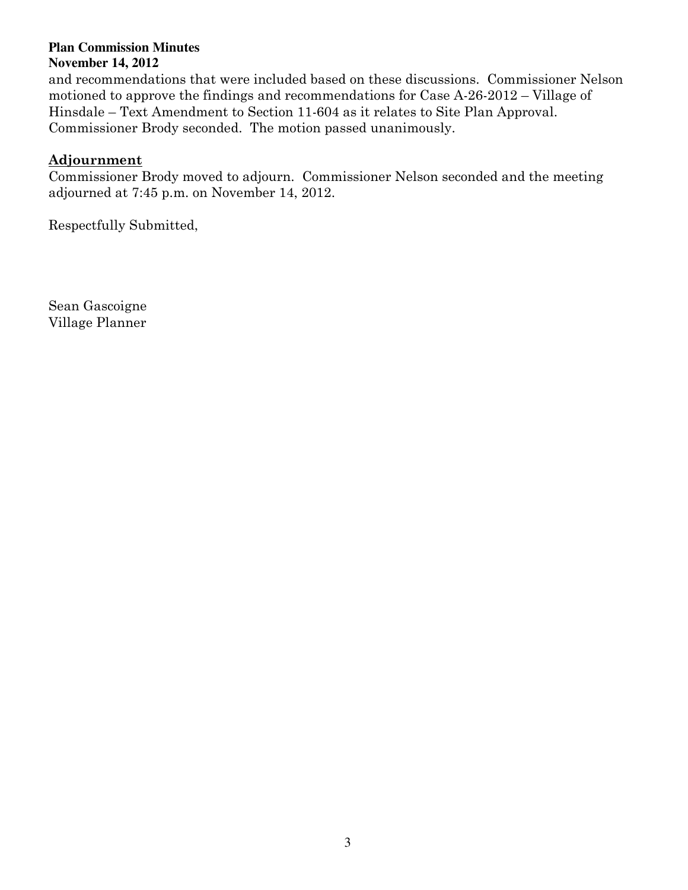and recommendations that were included based on these discussions. Commissioner Nelson motioned to approve the findings and recommendations for Case A-26-2012 – Village of Hinsdale – Text Amendment to Section 11-604 as it relates to Site Plan Approval. Commissioner Brody seconded. The motion passed unanimously.

## Adjournment

Commissioner Brody moved to adjourn. Commissioner Nelson seconded and the meeting adjourned at 7:45 p.m. on November 14, 2012.

Respectfully Submitted,

Sean Gascoigne
Village Planner